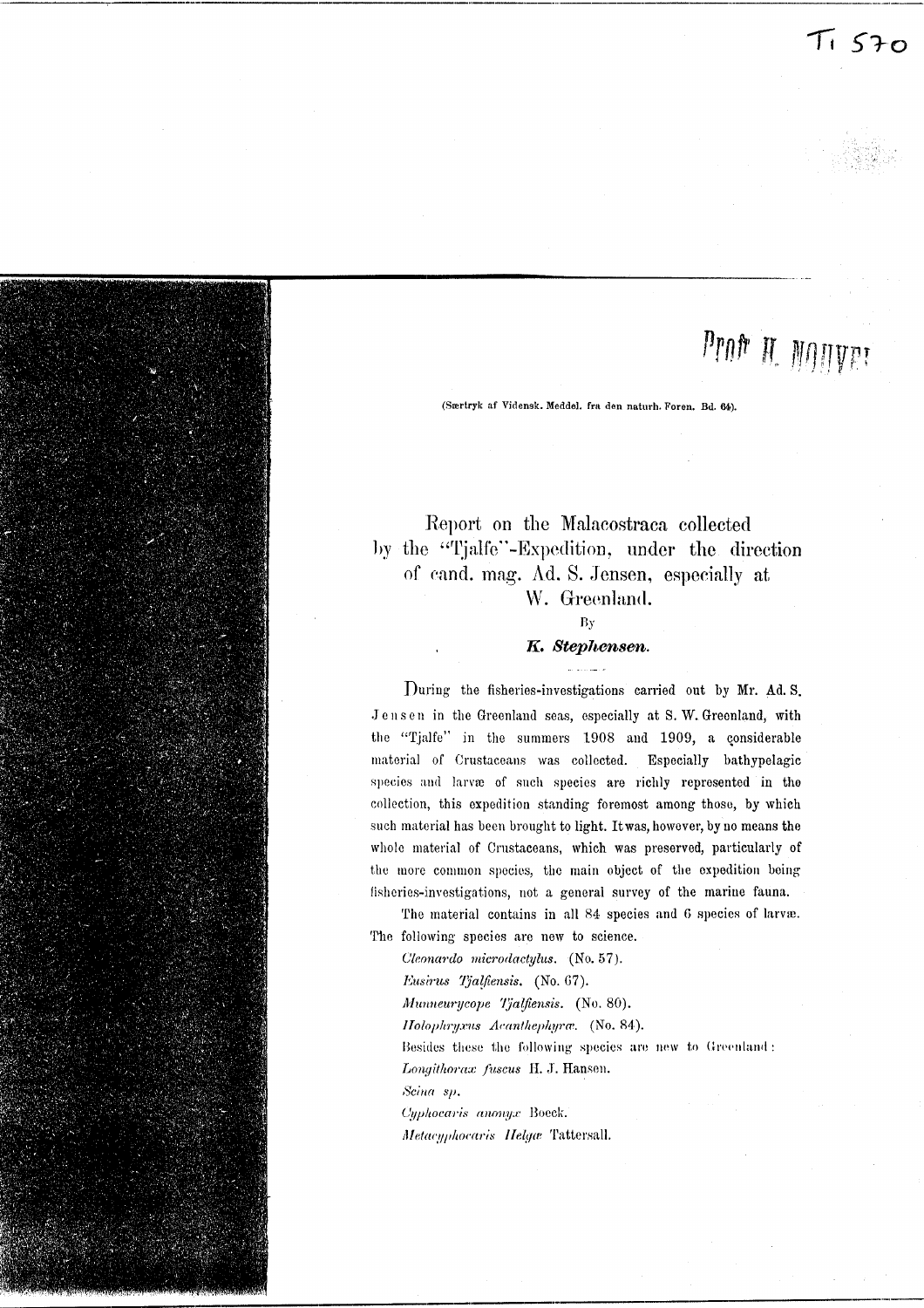(Særtryk af Vidensk. Meddel. fra den naturh. Foren. Bd. 64).

# Report on the Malacostraca collected by the "Tjalfe"-Expedition, under the direction of cand. mag. Ad. S. Jensen, especially at W. Greenland.

By

***K. Stephensen.***

During the fisheries-investigations carried out by Mr. Ad. S. Jensen in the Greenland seas, especially at S. W. Greenland, with the "Tjalfe" in the summers 1908 and 1909, a considerable material of Crustaceans was collected. Especially bathypelagic species and larvæ of such species are richly represented in the collection, this expedition standing foremost among those, by which such material has been brought to light. It was, however, by no means the whole material of Crustaceans, which was preserved, particularly of the more common species, the main object of the expedition being fisheries-investigations, not a general survey of the marine fauna.

The material contains in all 84 species and 6 species of larvæ. The following species are new to science.

*Cleonardo microdactylus.* (No. 57).

*Eusirus Tjalfiensis.* (No. 67).

*Munneurycope Tjalfiensis.* (No. 80).

*Holophryxus Acanthephyræ.* (No. 84).

Besides these the following species are new to Greenland:

*Longithorax fuscus* H. J. Hansen.

*Scina sp.*

*Cyphocaris anonyx* Boeck.

*Metacyphocaris Helgæ* Tattersall.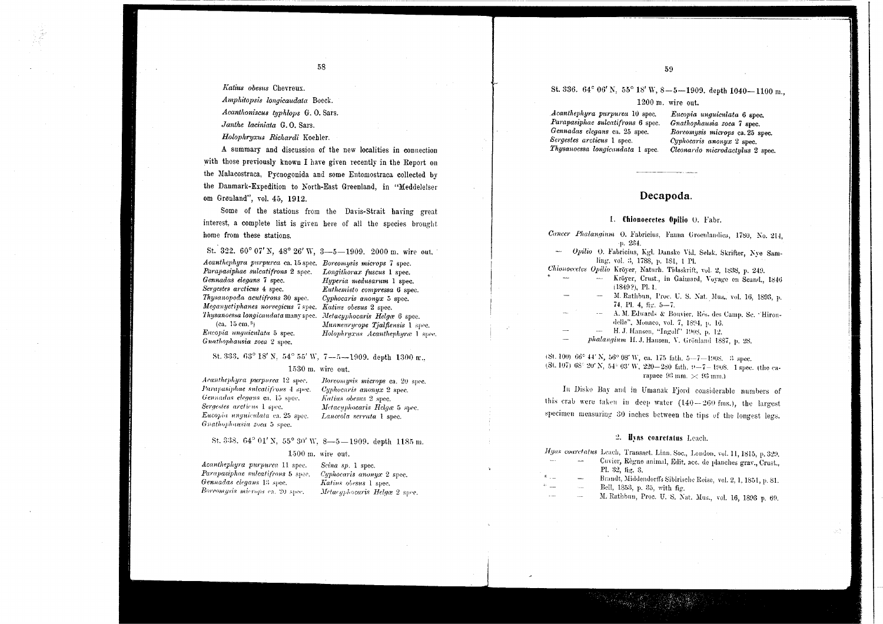*Katius obesus* Chevreux.

*Amphitopsis longicaudata* Boeck.

*Acanthoniscus typhlops* G. O. Sars.

*Janthe laciniata* G. O. Sars.

*Holophryxus Richardi* Koehler.

A summary and discussion of the new localities in connection with those previously known I have given recently in the Report on the Malacostraca, Pycnogonida and some Entomostraca collected by the Danmark-Expedition to North-East Greenland, in "Meddelelser om Grønland", vol. 45, 1912.

Some of the stations from the Davis-Strait having great interest, a complete list is given here of all the species brought home from these stations.

St. 322. 60° 07′ N, 48° 26′ W, 3—5—1909. 2000 m. wire out.

| | |
|---|---|
| *Acanthephyra purpurea* ca. 15 spec. | *Boreomysis microps* 7 spec. |
| *Parapasiphae sulcatifrons* 2 spec. | *Longithorax fuscus* 1 spec. |
| *Gennadas elegans* 7 spec. | *Hyperia medusarum* 1 spec. |
| *Sergestes arcticus* 4 spec. | *Euthemisto compressa* 6 spec. |
| *Thysanopoda acutifrons* 30 spec. | *Cyphocaris anonyx* 5 spec. |
| *Meganyctiphanes norvegicus* 7 spec. | *Katius obesus* 2 spec. |
| *Thysanoessa longicaudata* many spec. (ca. 15 cm.³) | *Metacyphocaris Helgæ* 6 spec. |
| *Eucopia unguiculata* 5 spec. | *Munneurycope Tjalfiensis* 1 spec. |
| *Gnathophausia zoea* 2 spec. | *Holophryxus Acanthephyræ* 1 spec. |

St. 333. 63° 18′ N, 54° 55′ W, 7—5—1909. depth 1300 m., 1530 m. wire out.

| | |
|---|---|
| *Acanthephyra purpurea* 12 spec. | *Boreomysis microps* ca. 20 spec. |
| *Parapasiphae sulcatifrons* 4 spec. | *Cyphocaris anonyx* 2 spec. |
| *Gennadas elegans* ca. 15 spec. | *Katius obesus* 2 spec. |
| *Sergestes arcticus* 1 spec. | *Metacyphocaris Helgæ* 5 spec. |
| *Eucopia unguiculata* ca. 25 spec. | *Lanceola serrata* 1 spec. |
| *Gnathophausia zoea* 5 spec. | |

St. 338. 64° 01′ N, 55° 30′ W, 8—5—1909. depth 1185 m. 1500 m. wire out.

| | |
|---|---|
| *Acanthephyra purpurea* 11 spec. | *Scina sp.* 1 spec. |
| *Parapasiphae sulcatifrons* 5 spec. | *Cyphocaris anonyx* 2 spec. |
| *Gennadas elegans* 13 spec. | *Katius obesus* 1 spec. |
| *Boreomysis microps* ca. 20 spec. | *Metacyphocaris Helgæ* 2 spec. |

St. 336. 64° 06′ N, 55° 18′ W, 8—5—1909. depth 1040—1100 m., 1200 m. wire out.

| | |
|---|---|
| *Acanthephyra purpurea* 10 spec. | *Eucopia unguiculata* 6 spec. |
| *Parapasiphae sulcatifrons* 6 spec. | *Gnathophausia zoea* 7 spec. |
| *Gennadas elegans* ca. 25 spec. | *Boreomysis microps* ca. 25 spec. |
| *Sergestes arcticus* 1 spec. | *Cyphocaris anonyx* 2 spec. |
| *Thysanoessa longicaudata* 1 spec. | *Cleonardo microdactylus* 2 spec. |

## Decapoda.

### 1. Chionoecetes Opilio O. Fabr.

*Cancer Phalangium* O. Fabricius, Fauna Groenlandica, 1780, No. 214, p. 234.

— *Opilio* O. Fabricius, Kgl. Danske Vid. Selsk. Skrifter, Nye Samling, vol. 3, 1788, p. 181, 1 Pl.

*Chionoecetes Opilio* Kröyer, Naturh. Tidsskrift, vol. 2, 1838, p. 249.

\* — — Kröyer, Crust., in Gaimard, Voyage en Scand., 1846 (1849?), Pl. 1.

— — M. Rathbun, Proc. U. S. Nat. Mus., vol. 16, 1893, p. 74, Pl. 4, fig. 5—7.

— — A. M. Edwards & Bouvier, Rés. des Camp. Sc. "Hirondelle", Monaco, vol. 7, 1894, p. 16.

— — H. J. Hansen, "Ingolf" 1908, p. 12.

— *phalangium* H. J. Hansen, V. Grönland 1887, p. 28.

(St. 100) 66° 44′ N, 56° 08′ W, ca. 175 fath. 5—7—1908. 3 spec.
(St. 107) 68° 20′ N, 54° 03′ W, 220—280 fath. 9—7—1908. 1 spec. (the carapace 93 mm. × 93 mm.)

In Disko Bay and in Umanak Fjord considerable numbers of this crab were taken in deep water (140—260 fms.), the largest specimen measuring 30 inches between the tips of the longest legs.

### 2. Hyas coarctatus Leach.

*Hyas coarctatus* Leach, Transact. Linn. Soc., London, vol. 11, 1815, p. 329.

— — Cuvier, Règne animal, Edit. acc. de planches grav., Crust., Pl. 32, fig. 3.

\* — — Brandt, Middendorff's Sibirische Reise, vol. 2, 1, 1851, p. 81.

\* — — Bell, 1853, p. 35, with fig.

— — M. Rathbun, Proc. U. S. Nat. Mus., vol. 16, 1893 p. 69.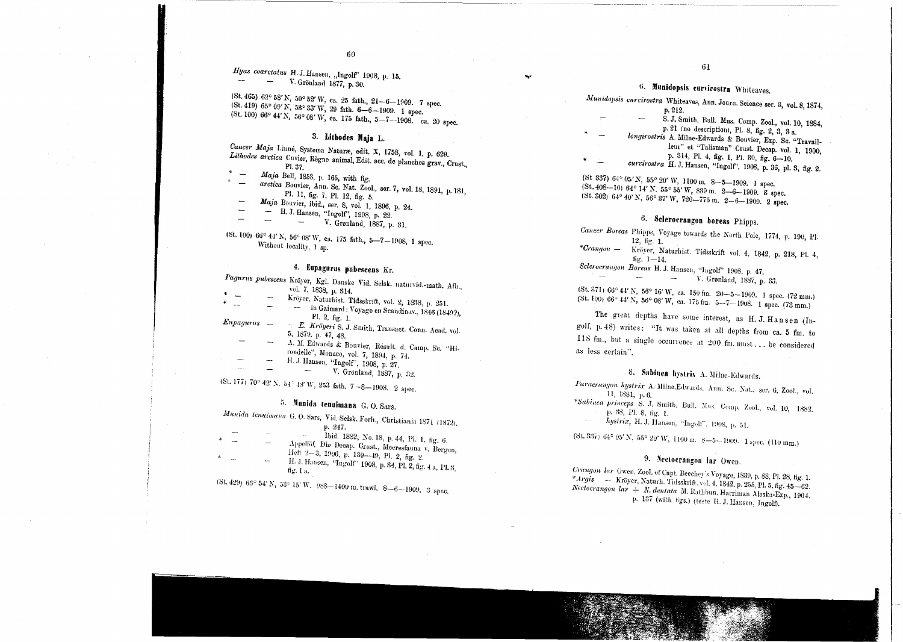*Hyas coarctatus* H. J. Hansen, „Ingolf" 1908, p. 15.
— — V. Grönland 1877, p. 30.

(St. 465) 62° 58' N, 50° 52' W, ca. 25 fath., 21—6—1909. 7 spec.
(St. 419) 65° 09' N, 53° 33' W, 29 fath. 6—6—1909. 1 spec.
(St. 100) 66° 44' N, 56° 08' W, ca. 175 fath., 5—7—1908. ca. 20 spec.

### 3. Lithodes Maja L.

*Cancer Maja* Linné, Systema Naturæ, edit. X, 1758, vol. 1, p. 629.
*Lithodes arctica* Cuvier, Règne animal, Edit. acc. de planches grav., Crust., Pl. 37.
\* — *Maja* Bell, 1853, p. 165, with fig.
\* — *arctica* Bouvier, Ann. Sc. Nat. Zool., ser. 7, vol. 18, 1891, p. 181, Pl. 11, fig. 7, Pl. 12, fig. 5.
— *Maja* Bouvier, ibid., ser. 8, vol. 1, 1896, p. 24.
— — H. J. Hansen, "Ingolf", 1908, p. 22.
— — V. Grønland, 1887, p. 31.

(St. 100) 66° 44' N, 56° 08' W, ca. 175 fath., 5—7—1908, 1 spec.
Without locality, 1 sp.

### 4. Eupagurus pubescens Kr.

*Pagurus pubescens* Kröyer, Kgl. Danske Vid. Selsk. naturvid.-math. Afh., vol. 7, 1838, p. 314.
\* — — Kröyer, Naturhist. Tidsskrift, vol. 2, 1838, p. 251.
\* — — — in Gaimard: Voyage en Scandinav., 1846 (1849?), Pl. 2, fig. 1.
*Eupagurus* — *E. Kröyeri* S. J. Smith, Transact. Conn. Acad. vol. 5, 1879, p. 47, 48.
— — A. M. Edwards & Bouvier, Résult. d. Camp. Sc. "Hirondelle", Monaco, vol. 7, 1894, p. 74.
— — H. J. Hansen, "Ingolf", 1908, p. 27.
— — — V. Grönland, 1887, p. 32.

(St. 177) 70° 42' N, 54° 48' W, 253 fath. 7—8—1908. 2 spec.

### 5. Munida tenuimana G. O. Sars.

*Munida tenuimana* G. O. Sars, Vid. Selsk. Forh., Christiania 1871 (1872), p. 247.
— — — Ibid. 1882, No. 18, p. 44, Pl. 1, fig. 6.
\* — — Appellöf, Die Decap. Crust., Meeresfauna v. Bergen, Heft 2—3, 1906, p. 139—49, Pl. 2, fig. 2.
\* — — H. J. Hansen, "Ingolf" 1908, p. 34, Pl. 2, fig. 4 a, Pl. 3, fig. 1 a.

(St. 429) 63° 54' N, 53° 15' W. 988—1400 m. trawl. 8—6—1909. 3 spec.

### 6. Munidopsis curvirostra Whiteaves.

*Munidopsis curvirostra* Whiteaves, Ann. Journ. Science ser. 3, vol. 8, 1874, p. 212.
— — S. J. Smith, Bull. Mus. Comp. Zool., vol. 10, 1884, p. 21 (no description), Pl. 8, fig. 2, 3, 3 a.
\* — *longirostris* A. Milne-Edwards & Bouvier, Exp. Sc. "Travailleur" et "Talisman" Crust. Decap. vol. 1, 1900, p. 314, Pl. 4, fig. 1, Pl. 30, fig. 6—10.
\* — *curvirostra* H. J. Hansen, "Ingolf", 1908, p. 36, pl. 3, fig. 2.

(St 337) 64° 05' N, 55° 20' W, 1100 m. 8—5—1909. 1 spec.
(St. 408—10) 64° 14' N. 55° 55' W, 839 m. 2—6—1909. 3 spec.
(St. 302) 64° 40' N, 56° 37' W, 720—775 m. 2—6—1909. 2 spec.

### 6. Sclerocrangon boreas Phipps.

*Cancer Boreas* Phipps, Voyage towards the North Pole, 1774, p. 190, Pl. 12, fig. 1.
\**Crangon* — Kröyer, Naturhist. Tidsskrift vol. 4, 1842, p. 218, Pl. 4, fig. 1—14.
*Sclerocrangon Boreas* H. J. Hansen, "Ingolf" 1908, p. 47.
— — — V. Grønland, 1887, p. 33.

(St. 371) 66° 44' N, 56° 16' W, ca. 150 fm. 20—5—1909. 1 spec. (72 mm.)
(St. 100) 66° 44' N, 56° 08' W, ca. 175 fm. 5—7—1908. 1 spec. (73 mm.)

The great depths have some interest, as H. J. Hansen (Ingolf, p. 48) writes: "It was taken at all depths from ca. 5 fm. to 118 fm., but a single occurrence at 200 fm. must ... be considered as less certain".

### 8. Sabinea hystrix A. Milne-Edwards.

*Paracrangon hystrix* A. Milne-Edwards, Ann. Sc. Nat., ser. 6, Zool., vol. 11, 1881, p. 6.
\**Sabinea princeps* S. J. Smith, Bull. Mus. Comp. Zool., vol. 10, 1882, p. 38, Pl. 8, fig. 1.
— *hystrix*, H. J. Hansen, "Ingolf", 1908, p. 51.

(St. 337) 64° 05' N, 55° 20' W, 1100 m. 8—5—1909. 1 spec. (110 mm.)

### 9. Nectocrangon lar Owen.

*Crangon lar* Owen. Zool. of Capt. Beechey's Voyage, 1839, p. 88, Pl. 28, fig. 1.
\**Argis* — Kröyer, Naturh. Tidsskrift. vol. 4, 1842, p. 255, Pl. 5, fig. 45—62.
*Nectocrangon lar* + *N. dentata* M. Rathbun, Harriman Alaska-Exp., 1904, p. 137 (with figs.) (teste H. J. Hansen, Ingolf).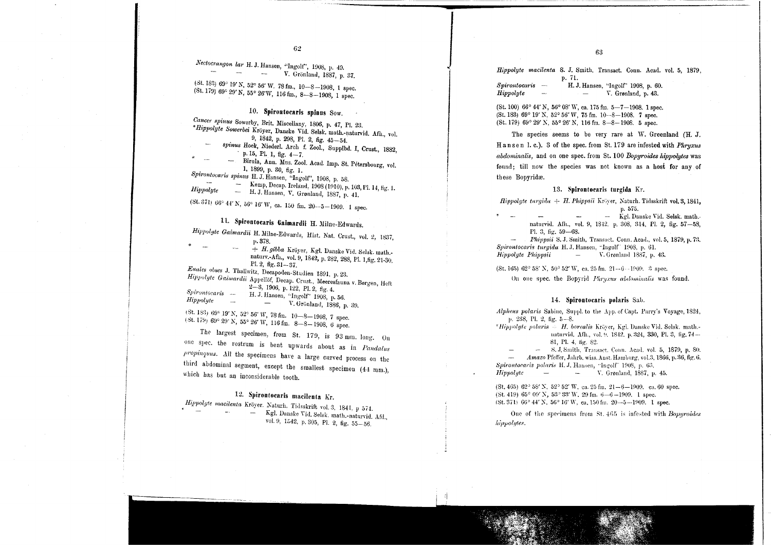*Nectocrangon lar* H. J. Hansen, "Ingolf", 1908, p. 49.
— — — V. Grönland, 1887, p. 37.

(St. 183) 69° 19' N, 52° 56' W. 78 fm., 10—8—1908, 1 spec.
(St. 179) 69° 29' N, 55° 26' W, 116 fm., 8—8—1908, 1 spec.

### 10. Spirontocaris spinus Sow.

*Cancer spinus* Sowerby, Brit. Miscellany, 1806, p. 47, Pl. 23.
**Hippolyte Sowerbei* Kröyer, Danske Vid. Selsk. math.-naturvid. Afh., vol. 9, 1842, p. 298, Pl. 2, fig. 45—54.
— *spinus* Hoek, Niederl. Arch f. Zool., Supplbd. I, Crust., 1882, p. 15, Pl. 1, fig. 4—7.
* — — Birula, Ann. Mus. Zool. Acad. Imp. St. Pétersbourg, vol. 1, 1899, p. 30, fig. 1.
*Spirontocaris spinus* H. J. Hansen, "Ingolf", 1908, p. 58.
— — Kemp, Decap. Ireland, 1908 (1910), p. 103, Pl. 14, fig. 1.
*Hippolyte* — H. J. Hansen, V. Grønland, 1887, p. 41.

(St. 371) 66° 44' N, 56° 16' W, ca. 150 fm. 20—5—1909. 1 spec.

### 11. Spirontocaris Gaimardii H. Milne-Edwards.

*Hippolyte Gaimardii* H. Milne-Edwards, Hist. Nat. Crust., vol. 2, 1837, p. 378.
* — — + *H. gibba* Kröyer, Kgl. Danske Vid. Selsk. math.-naturv.-Afh., vol. 9, 1842, p. 282, 288, Pl. 1, fig. 21-30, Pl. 2, fig. 31—37.
*Euales obses* J. Thallwitz, Decapoden-Studien 1891, p. 23.
*Hippolyte Gaimardii* Appellöf, Decap. Crust., Meeresfauna v. Bergen, Heft 2—3, 1906, p. 122, Pl. 2, fig. 4.
*Spirontocaris* — H. J. Hansen, "Ingolf" 1908, p. 56.
*Hippolyte* — — V. Grönland, 1886, p. 39.

(St. 183) 69° 19' N, 52° 56' W, 78 fm. 10—8—1908, 7 spec.
(St. 179) 69° 29' N, 55° 26' W, 116 fm. 8—8—1908, 6 spec.

The largest specimen, from St. 179, is 93 mm. long. On one spec. the rostrum is bent upwards about as in *Pandalus propinquus*. All the specimens have a large curved process on the third abdominal segment, except the smallest specimen (44 mm.), which has but an inconsiderable tooth.

### 12. Spirontocaris macilenta Kr.

*Hippolyte macilenta* Kröyer. Naturh. Tidsskrift vol. 3, 1841, p 574.
* — — — Kgl. Danske Vid. Selsk. math.-naturvid. Afd., vol. 9, 1842, p. 305, Pl. 2, fig. 55—56.
*Hippolyte macilenta* S. J. Smith, Transact. Conn. Acad. vol. 5, 1879, p. 71.
*Spirontocaris* — H. J. Hansen, "Ingolf" 1908, p. 60.
*Hippolyte* — — V. Grønland, p. 43.

(St. 100) 66° 44' N, 56° 08' W, ca. 175 fm. 5—7—1908. 1 spec.
(St. 183) 69° 19' N, 52° 56' W, 75 fm. 10—8—1908. 7 spec.
(St. 179) 69° 29' N, 55° 26' N, 116 fm. 8—8—1908. 5 spec.

The species seems to be very rare at W. Greenland (H. J. Hansen l. c.). 3 of the spec. from St. 179 are infested with *Phryxus abdominalis*, and on one spec. from St. 100 *Bopyroides hippolytes* was found; till now the species was not known as a host for any of these Bopyridæ.

### 13. Spirontocaris turgida Kr.

*Hippolyte turgida* + *H. Phippsii* Kröyer, Naturh. Tidsskrift vol. 3, 1841, p. 575.
* — — — — Kgl. Danske Vid. Selsk. math.-naturvid. Afh., vol. 9, 1842, p. 308, 314, Pl. 2, fig. 57—58, Pl. 3, fig. 59—68.
— *Phippsii* S. J. Smith, Transact. Conn. Acad., vol. 5, 1879, p. 73.
*Spirontocaris turgida* H. J. Hansen, "Ingolf" 1908, p. 61.
*Hippolyte Phippsii* — V. Grønland 1887, p. 43.

(St. 165) 62° 58' N, 50° 52' W, ca. 25 fm. 21—6—1909. 3 spec.

On one spec. the Bopyrid *Phryxus abdominalis* was found.

### 14. Spirontocaris polaris Sab.

*Alpheus polaris* Sabine, Suppl. to the App. of Capt. Parry's Voyage, 1824, p. 238, Pl. 2, fig. 5—8.
**Hippolyte polaris* + *H. borealis* Kröyer, Kgl. Danske Vid. Selsk. math.-naturvid. Afh., vol. 9, 1842, p. 324, 330, Pl. 3, fig. 74—81, Pl. 4, fig. 82.
— — S. J. Smith, Transact. Conn. Acad. vol. 5, 1879, p. 80.
— *Amazo* Pfeffer, Jahrb. wiss. Anst. Hamburg, vol. 3, 1866, p. 36, fig. 6.
*Spirontocaris polaris* H. J. Hansen, "Ingolf" 1908, p. 63.
*Hippolyte* — — V. Grønland, 1887, p. 45.

(St. 465) 62° 58' N, 52° 52' W, ca. 25 fm. 21—6—1909. ca. 60 spec.
(St. 419) 65° 09' N, 53° 33' W, 29 fm. 6—6—1909. 1 spec.
(St. 371) 66° 44' N, 56° 16' W, ca. 150 fm. 20—5—1909. 1 spec.

One of the specimens from St. 465 is infested with *Bopyroides hippolytes*.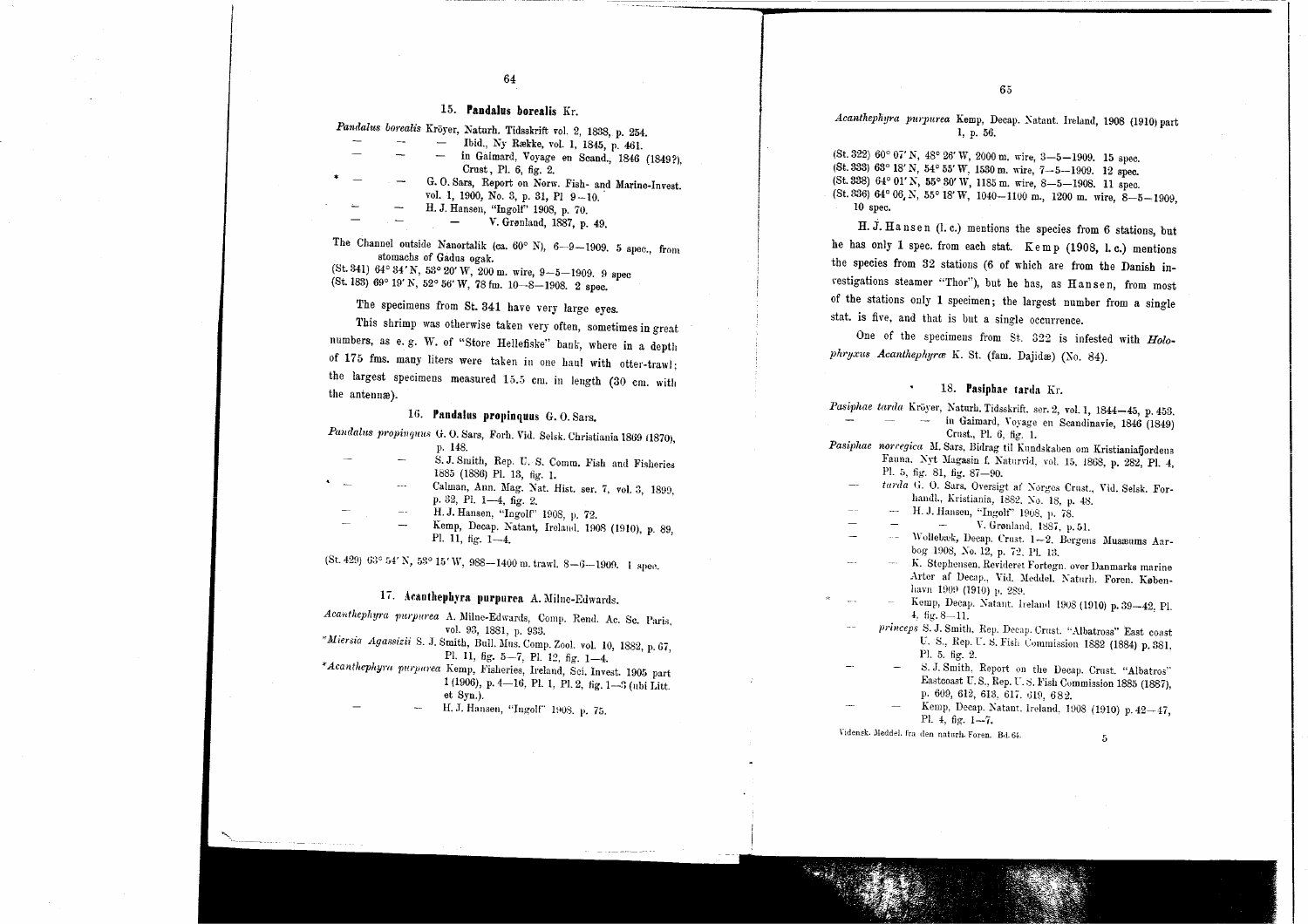## 15. **Pandalus borealis** Kr.

*Pandalus borealis* Kröyer, Naturh. Tidsskrift vol. 2, 1838, p. 254.
— — — Ibid., Ny Række, vol. 1, 1845, p. 461.
— — — in Gaimard, Voyage en Scand., 1846 (1849?), Crust., Pl. 6, fig. 2.
* — — G. O. Sars, Report on Norw. Fish- and Marine-Invest. vol. 1, 1900, No. 3, p. 31, Pl 9—10.
— — H. J. Hansen, "Ingolf" 1908, p. 70.
— — — V. Grønland, 1887, p. 49.

The Channel outside Nanortalik (ca. 60° N), 6—9—1909. 5 spec., from stomachs of Gadus ogak.
(St. 341) 64° 34' N, 53° 20' W, 200 m. wire, 9—5—1909. 9 spec
(St. 183) 69° 19' N, 52° 56' W, 78 fm. 10—8—1908. 2 spec.

The specimens from St. 341 have very large eyes.

This shrimp was otherwise taken very often, sometimes in great numbers, as e. g. W. of "Store Hellefiske" bank, where in a depth of 175 fms. many liters were taken in one haul with otter-trawl; the largest specimens measured 15.5 cm. in length (30 cm. with the antennæ).

## 16. **Pandalus propinquus** G. O. Sars.

*Pandalus propinquus* G. O. Sars, Forh. Vid. Selsk. Christiania 1869 (1870), p. 148.
— — S. J. Smith, Rep. U. S. Comm. Fish and Fisheries 1885 (1886) Pl. 13, fig. 1.
* — — Calman, Ann. Mag. Nat. Hist. ser. 7, vol. 3, 1899, p. 32, Pl. 1—4, fig. 2.
— — H. J. Hansen, "Ingolf" 1908, p. 72.
— — Kemp, Decap. Natant, Ireland, 1908 (1910), p. 89, Pl. 11, fig. 1—4.

(St. 429) 63° 54' N, 53° 15' W, 988—1400 m. trawl. 8—6—1909. 1 spec.

## 17. **Acanthephyra purpurea** A. Milne-Edwards.

*Acanthephyra purpurea* A. Milne-Edwards, Comp. Rend. Ac. Sc. Paris, vol. 93, 1881, p. 933.
\**Miersia Agassizii* S. J. Smith, Bull. Mus. Comp. Zool. vol. 10, 1882, p. 67, Pl. 11, fig. 5—7, Pl. 12, fig. 1—4.
\**Acanthephyra purpurea* Kemp, Fisheries, Ireland, Sci. Invest. 1905 part 1 (1906), p. 4—16, Pl. 1, Pl. 2, fig. 1—3 (ubi Litt. et Syn.).
— — H. J. Hansen, "Ingolf" 1908, p. 75.
*Acanthephyra purpurea* Kemp, Decap. Natant. Ireland, 1908 (1910) part 1, p. 56.

(St. 322) 60° 07' N, 48° 26' W, 2000 m. wire, 3—5—1909. 15 spec.
(St. 333) 63° 18' N, 54° 55' W, 1530 m. wire, 7—5—1909. 12 spec.
(St. 338) 64° 01' N, 55° 30' W, 1185 m. wire, 8—5—1908. 11 spec.
(St. 336) 64° 06' N, 55° 18' W, 1040—1100 m., 1200 m. wire, 8—5—1909, 10 spec.

H. J. Hansen (l. c.) mentions the species from 6 stations, but he has only 1 spec. from each stat. Kemp (1908, l. c.) mentions the species from 32 stations (6 of which are from the Danish investigations steamer "Thor"), but he has, as Hansen, from most of the stations only 1 specimen; the largest number from a single stat. is five, and that is but a single occurrence.

One of the specimens from St. 322 is infested with *Holophryxus Acanthephyræ* K. St. (fam. Dajidæ) (No. 84).

## 18. **Pasiphae tarda** Kr.

*Pasiphae tarda* Kröyer, Naturh. Tidsskrift. ser. 2, vol. 1, 1844—45, p. 453.
— — — in Gaimard, Voyage en Scandinavie, 1846 (1849) Crust., Pl. 6, fig. 1.
*Pasiphae norvegica* M. Sars, Bidrag til Kundskaben om Kristianiafjordens Fauna, Nyt Magasin f. Naturvid, vol. 15, 1868, p. 282, Pl. 4, Pl. 5, fig. 81, fig. 87—90.
— *tarda* G. O. Sars, Oversigt af Norges Crust., Vid. Selsk. Forhandl., Kristiania, 1882, No. 18, p. 48.
— — H. J. Hansen, "Ingolf" 1908, p. 78.
— — — V. Grønland, 1887, p. 51.
— — Wollebæk, Decap. Crust. 1—2. Bergens Musæums Aarbog 1908, No. 12, p. 72, Pl. 13.
— — K. Stephensen, Revideret Fortegn. over Danmarks marine Arter af Decap., Vid. Meddel. Naturh. Foren. København 1909 (1910) p. 289.
* — — Kemp, Decap. Natant. Ireland 1908 (1910) p. 39—42, Pl. 4, fig. 8—11.
— *princeps* S. J. Smith, Rep. Decap. Crust. "Albatross" East coast U. S., Rep. U. S. Fish Commission 1882 (1884) p. 381, Pl. 5, fig. 2.
— — S. J. Smith, Report on the Decap. Crust. "Albatros" Eastcoast U. S., Rep. U. S. Fish Commission 1885 (1887), p. 609, 612, 613, 617, 619, 682.
— — Kemp, Decap. Natant. Ireland, 1908 (1910) p. 42—47, Pl. 4, fig. 1—7.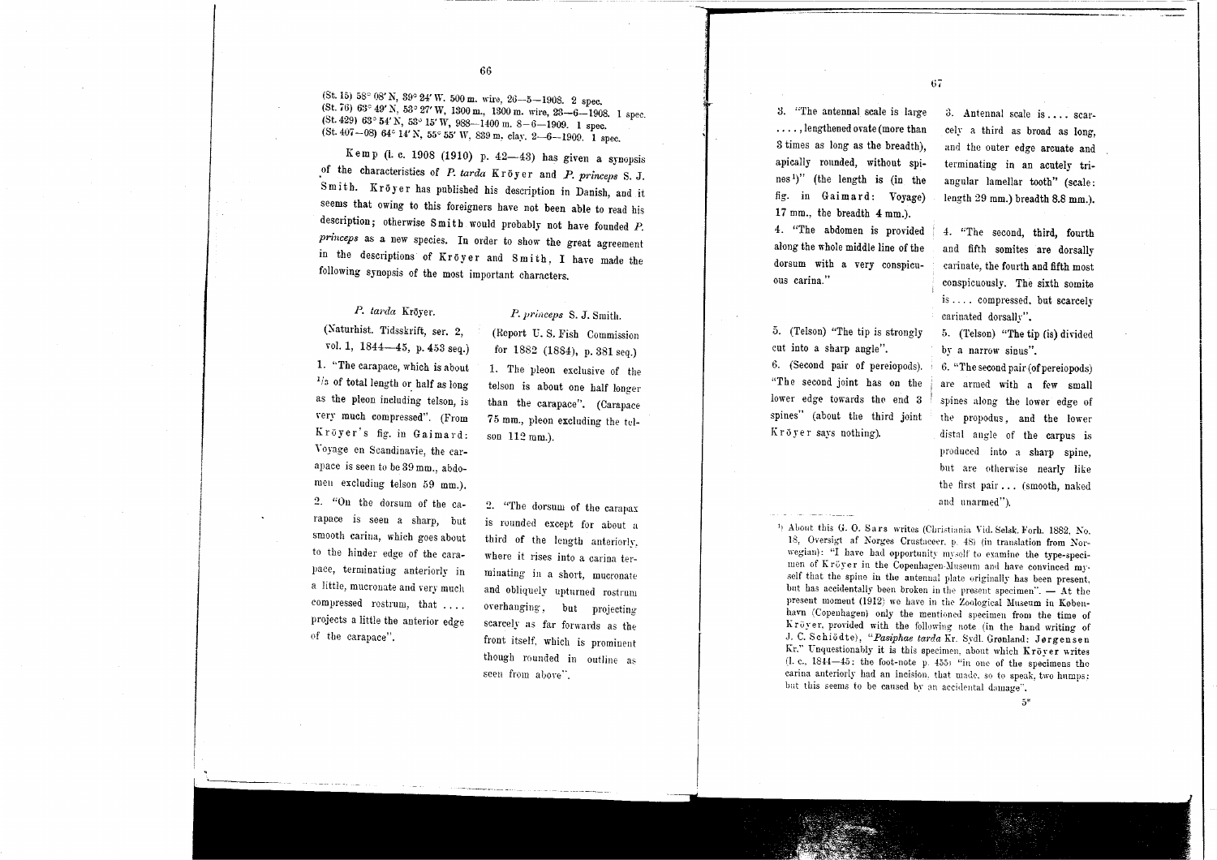(St. 15) 58° 08′ N, 39° 24′ W. 500 m. wire, 26—5—1908. 2 spec.
(St. 76) 63° 49′ N, 53° 27′ W, 1300 m., 1300 m. wire, 23—6—1908. 1 spec.
(St. 429) 63° 54′ N, 53° 15′ W, 988—1400 m. 8—6—1909. 1 spec.
(St. 407—08) 64° 14′ N, 55° 55′ W, 839 m. clay. 2—6—1909. 1 spec.

Kemp (l. c. 1908 (1910) p. 42—43) has given a synopsis of the characteristics of *P. tarda* Krøyer and *P. princeps* S. J. Smith. Krøyer has published his description in Danish, and it seems that owing to this foreigners have not been able to read his description; otherwise Smith would probably not have founded *P. princeps* as a new species. In order to show the great agreement in the descriptions of Krøyer and Smith, I have made the following synopsis of the most important characters.

| *P. tarda* Krøyer. | *P. princeps* S. J. Smith. |
|---|---|
| (Naturhist. Tidsskrift, ser. 2, vol. 1, 1844—45, p. 453 seq.) | (Report U. S. Fish Commission for 1882 (1884), p. 381 seq.) |
| 1. "The carapace, which is about 1/3 of total length or half as long as the pleon including telson, is very much compressed". (From Krøyer's fig. in Gaimard: Voyage en Scandinavie, the carapace is seen to be 39 mm., abdomen excluding telson 59 mm.). | 1. The pleon exclusive of the telson is about one half longer than the carapace". (Carapace 75 mm., pleon excluding the telson 112 mm.). |
| 2. "On the dorsum of the carapace is seen a sharp, but smooth carina, which goes about to the hinder edge of the carapace, terminating anteriorly in a little, mucronate and very much compressed rostrum, that .... projects a little the anterior edge of the carapace". | 2. "The dorsum of the carapax is rounded except for about a third of the length anteriorly, where it rises into a carina terminating in a short, mucronate and obliquely upturned rostrum overhanging, but projecting scarcely as far forwards as the front itself, which is prominent though rounded in outline as seen from above". |
| 3. "The antennal scale is large ...., lengthened ovate (more than 3 times as long as the breadth), apically rounded, without spines[1])" (the length is (in the fig. in Gaimard: Voyage) 17 mm., the breadth 4 mm.). | 3. Antennal scale is .... scarcely a third as broad as long, and the outer edge arcuate and terminating in an acutely triangular lamellar tooth" (scale: length 29 mm.) breadth 8.8 mm.). |
| 4. "The abdomen is provided along the whole middle line of the dorsum with a very conspicuous carina." | 4. "The second, third, fourth and fifth somites are dorsally carinate, the fourth and fifth most conspicuously. The sixth somite is .... compressed, but scarcely carinated dorsally". |
| 5. (Telson) "The tip is strongly cut into a sharp angle". | 5. (Telson) "The tip (is) divided by a narrow sinus". |
| 6. (Second pair of pereiopods). "The second joint has on the lower edge towards the end 3 spines" (about the third joint Krøyer says nothing). | 6. "The second pair (of pereiopods) are armed with a few small spines along the lower edge of the propodus, and the lower distal angle of the carpus is produced into a sharp spine, but are otherwise nearly like the first pair ... (smooth, naked and unarmed"). |

[1]) About this G. O. Sars writes (Christiania Vid. Selsk. Forh. 1882. No. 18, Oversigt af Norges Crustaceer. p. 48) (in translation from Norwegian): "I have had opportunity myself to examine the type-specimen of Krøyer in the Copenhagen-Museum and have convinced myself that the spine in the antennal plate originally has been present, but has accidentally been broken in the present specimen". — At the present moment (1912) we have in the Zoological Museum in København (Copenhagen) only the mentioned specimen from the time of Krøyer, provided with the following note (in the hand writing of J. C. Schiödte), "*Pasiphae tarda* Kr. Sydl. Grønland: Jørgensen Kr." Unquestionably it is this specimen, about which Krøyer writes (l. c., 1844—45: the foot-note p. 455) "in one of the specimens the carina anteriorly had an incision, that made, so to speak, two humps: but this seems to be caused by an accidental damage".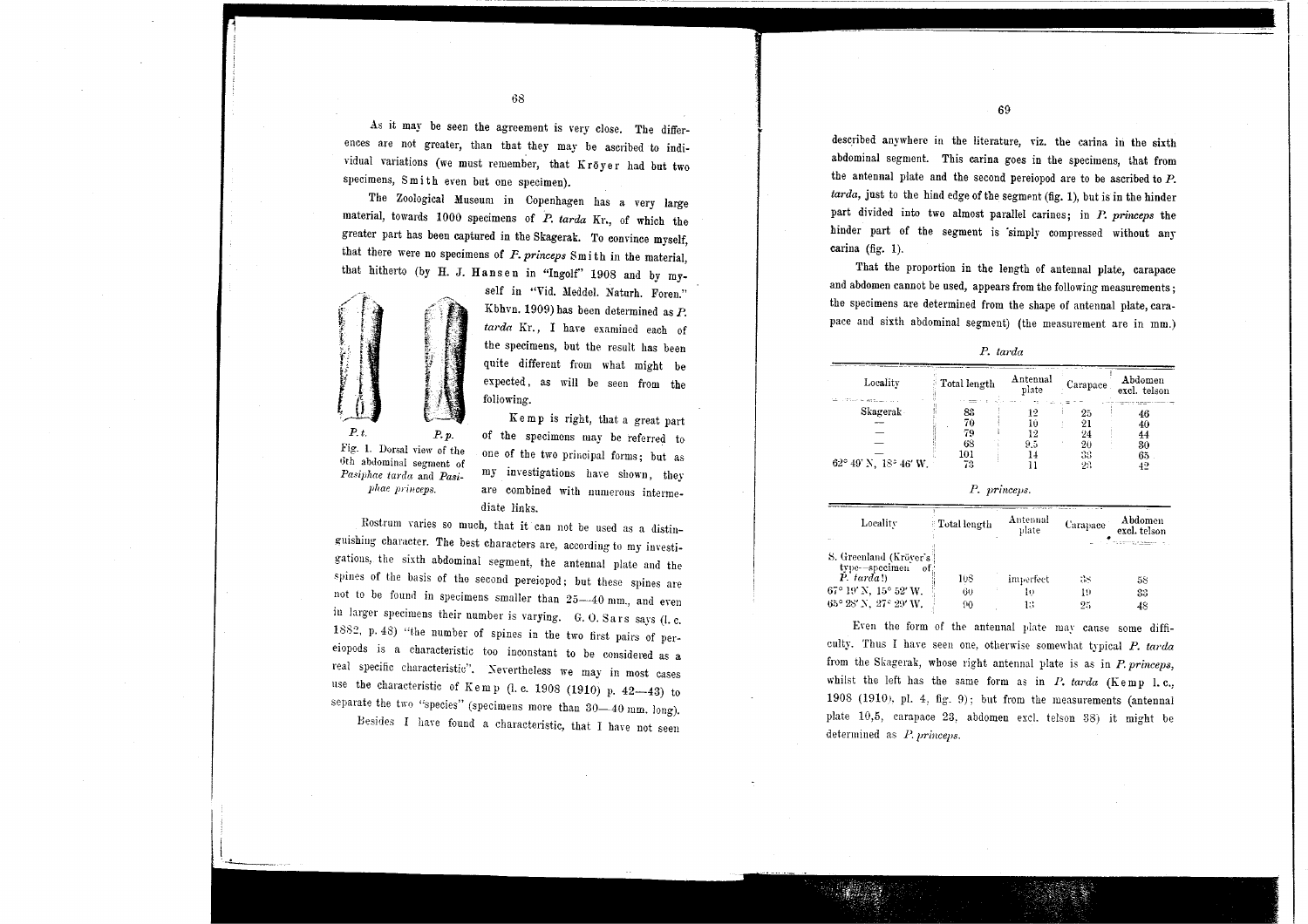As it may be seen the agreement is very close. The differences are not greater, than that they may be ascribed to individual variations (we must remember, that Kröyer had but two specimens, Smith even but one specimen).

The Zoological Museum in Copenhagen has a very large material, towards 1000 specimens of *P. tarda* Kr., of which the greater part has been captured in the Skagerak. To convince myself, that there were no specimens of *P. princeps* Smith in the material, that hitherto (by H. J. Hansen in "Ingolf" 1908 and by myself in "Vid. Meddel. Naturh. Foren." Kbhvn. 1909) has been determined as *P. tarda* Kr., I have examined each of the specimens, but the result has been quite different from what might be expected, as will be seen from the following.

*P. t.* *P. p.*

Fig. 1. Dorsal view of the 6th abdominal segment of *Pasiphae tarda* and *Pasiphae princeps*.

Kemp is right, that a great part of the specimens may be referred to one of the two principal forms; but as my investigations have shown, they are combined with numerous intermediate links.

Rostrum varies so much, that it can not be used as a distinguishing character. The best characters are, according to my investigations, the sixth abdominal segment, the antennal plate and the spines of the basis of the second pereiopod; but these spines are not to be found in specimens smaller than 25—40 mm., and even in larger specimens their number is varying. G. O. Sars says (l. c. 1882, p. 48) "the number of spines in the two first pairs of pereiopods is a characteristic too inconstant to be considered as a real specific characteristic". Nevertheless we may in most cases use the characteristic of Kemp (l. c. 1908 (1910) p. 42—43) to separate the two "species" (specimens more than 30—40 mm. long).

Besides I have found a characteristic, that I have not seen described anywhere in the literature, viz. the carina in the sixth abdominal segment. This carina goes in the specimens, that from the antennal plate and the second pereiopod are to be ascribed to *P. tarda*, just to the hind edge of the segment (fig. 1), but is in the hinder part divided into two almost parallel carines; in *P. princeps* the hinder part of the segment is simply compressed without any carina (fig. 1).

That the proportion in the length of antennal plate, carapace and abdomen cannot be used, appears from the following measurements; the specimens are determined from the shape of antennal plate, carapace and sixth abdominal segment) (the measurement are in mm.)

*P. tarda*

| Locality | Total length | Antennal plate | Carapace | Abdomen excl. telson |
|---|---|---|---|---|
| Skagerak | 83 | 12 | 25 | 46 |
| — | 70 | 10 | 21 | 40 |
| — | 79 | 12 | 24 | 44 |
| — | 68 | 9.5 | 20 | 30 |
| — | 101 | 14 | 33 | 65 |
| 62° 49' N, 18° 46' W. | 73 | 11 | 23 | 42 |

*P. princeps.*

| Locality | Total length | Antennal plate | Carapace | Abdomen excl. telson |
|---|---|---|---|---|
| S. Greenland (Kröyer's type-specimen of *P. tarda*!) | 108 | imperfect | 38 | 58 |
| 67° 19' N, 15° 52' W. | 60 | 10 | 19 | 33 |
| 65° 28' N, 27° 29' W. | 90 | 13 | 25 | 48 |

Even the form of the antennal plate may cause some difficulty. Thus I have seen one, otherwise somewhat typical *P. tarda* from the Skagerak, whose right antennal plate is as in *P. princeps*, whilst the left has the same form as in *P. tarda* (Kemp l. c., 1908 (1910), pl. 4, fig. 9); but from the measurements (antennal plate 10,5, carapace 23, abdomen excl. telson 38) it might be determined as *P. princeps*.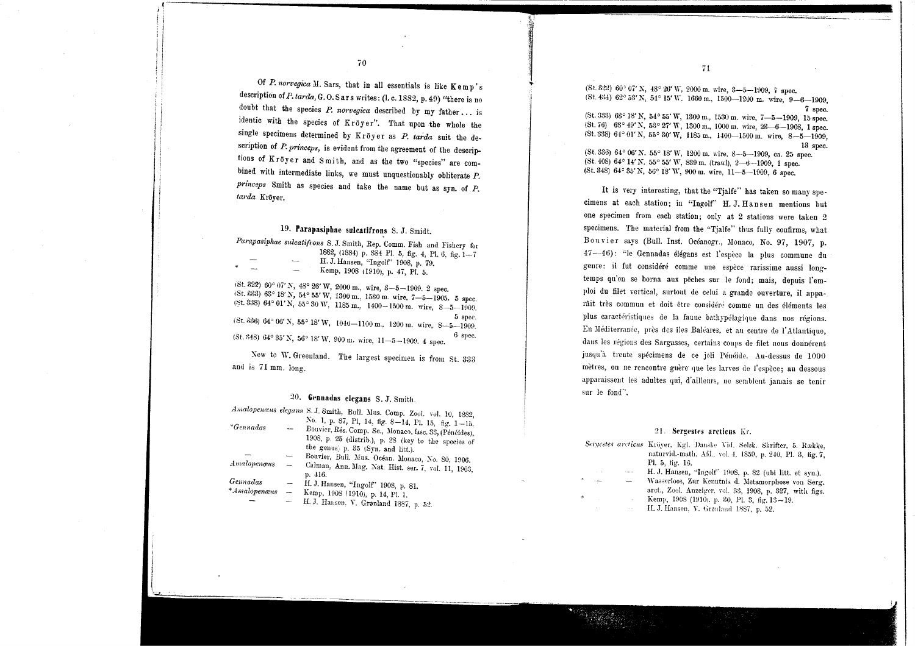Of *P. norvegica* M. Sars, that in all essentials is like **Kemp**'s description of *P. tarda*, G. O. **Sars** writes: (l. c. 1882, p. 49) "there is no doubt that the species *P. norvegica* described by my father ... is identic with the species of **Kröyer**". That upon the whole the single specimens determined by **Kröyer** as *P. tarda* suit the description of *P. princeps*, is evident from the agreement of the descriptions of **Kröyer** and **Smith**, and as the two "species" are combined with intermediate links, we must unquestionably obliterate *P. princeps* Smith as species and take the name but as syn. of *P. tarda* Kröyer.

### 19. Parapasiphae sulcatifrons S. J. Smidt.

*Parapasiphae sulcatifrons* S. J. Smith, Rep. Comm. Fish and Fishery for 1882, (1884) p. 384 Pl. 5, fig. 4, Pl. 6, fig. 1—7
— — H. J. Hansen, "Ingolf" 1908, p. 79.
\* — — Kemp, 1908 (1910), p. 47, Pl. 5.

(St. 322) 60° 07′ N, 48° 26′ W, 2000 m., wire, 3—5—1909. 2 spec.
(St. 333) 63° 18′ N, 54° 55′ W, 1300 m., 1530 m. wire, 7—5—1905. 5 spec.
(St. 338) 64° 01′ N, 55° 30 W, 1185 m., 1400—1500 m. wire, 8—5—1909. 5 spec.
(St. 336) 64° 06′ N, 55° 18′ W, 1040—1100 m., 1200 m. wire, 8—5—1909. 6 spec.
(St. 348) 64° 35′ N, 56° 18′ W. 900 m. wire, 11—5—1909. 4 spec.

New to W. Greenland. The largest specimen is from St. 333 and is 71 mm. long.

### 20. Gennadas elegans S. J. Smith.

*Amalopenæus elegans* S. J. Smith, Bull. Mus. Comp. Zool. vol. 10, 1882, No. 1, p. 87, Pl. 14, fig. 8—14, Pl. 15, fig. 1—15.
\**Gennadas* — Bouvier, Rés. Comp. Sc., Monaco, fasc. 33, (Pénéides), 1908, p. 25 (distrib.), p. 28 (key to the species of the genus) p. 35 (Syn. and litt.).
— — Bouvier, Bull. Mus. Océan. Monaco, No. 80. 1906.
*Amalopenæus* — Calman, Ann. Mag. Nat. Hist. ser. 7, vol. 11, 1903, p. 416.
*Gennadas* — H. J. Hansen, "Ingolf" 1908, p. 81.
\**Amalopenæus* — Kemp, 1908 (1910), p. 14, Pl. 1.
— — H. J. Hansen, V. Grønland 1887, p. 52.

(St. 322) 60° 07′ N, 48° 26′ W, 2000 m. wire, 3—5—1909, 7 spec.
(St. 434) 62° 53′ N, 54° 15′ W, 1660 m., 1500—1200 m. wire, 9—6—1909, 7 spec.
(St. 333) 63° 18′ N, 54° 55′ W, 1300 m., 1530 m. wire, 7—5—1909, 15 spec.
(St. 76) 63° 49′ N, 53° 27′ W, 1300 m., 1000 m. wire, 23—6—1908, 1 spec.
(St. 338) 64° 01′ N, 55° 30′ W, 1185 m., 1400—1500 m. wire, 8—5—1909, 13 spec.
(St. 336) 64° 06′ N, 55° 18′ W, 1200 m. wire, 8—5—1909, ca. 25 spec.
(St. 408) 64° 14′ N, 55° 55′ W, 839 m. (trawl), 2—6—1909, 1 spec.
(St. 348) 64° 35′ N, 56° 18′ W, 900 m. wire, 11—5—1909, 6 spec.

It is very interesting, that the "Tjalfe" has taken so many specimens at each station; in "Ingolf" **H. J. Hansen** mentions but one specimen from each station; only at 2 stations were taken 2 specimens. The material from the "Tjalfe" thus fully confirms, what **Bouvier** says (Bull. Inst. Océanogr., Monaco, No. 97, 1907, p. 47—46): "le Gennadas élégans est l'espèce la plus commune du genre: il fut considéré comme une espèce rarissime aussi longtemps qu'on se borna aux pêches sur le fond; mais, depuis l'emploi du filet vertical, surtout de celui a grande ouverture, il apparáit très commun et doit être considéré comme un des éléments les plus caractéristiques de la faune bathypélagique dans nos régions. En Méditerranée, près des îles Baléares, et au centre de l'Atlantique, dans les régions des Sargasses, certains coups de filet nous donnérent jusqu'à trente spécimens de ce joli Pénéide. Au-dessus de 1000 mètres, on ne rencontre guère que les larves de l'espèce; au dessous apparaissent les adultes qui, d'ailleurs, ne semblent jamais se tenir sur le fond".

### 21. Sergestes arcticus Kr.

*Sergestes arcticus* Kröyer, Kgl. Danske Vid. Selsk. Skrifter, 5. Række, naturvid.-math. Afd., vol. 4, 1859, p. 240, Pl. 3, fig. 7, Pl. 5, fig. 16.
— — H. J. Hansen, "Ingolf" 1908, p. 82 (ubi litt. et syn.).
— — Wasserloos, Zur Kenntnis d. Metamorphose von Serg. arct., Zool. Anzeiger. vol. 33, 1908, p. 327, with figs.
\* — — Kemp, 1908 (1910), p. 30, Pl. 3, fig. 13—19.
— — H. J. Hansen, V. Grønland 1887, p. 52.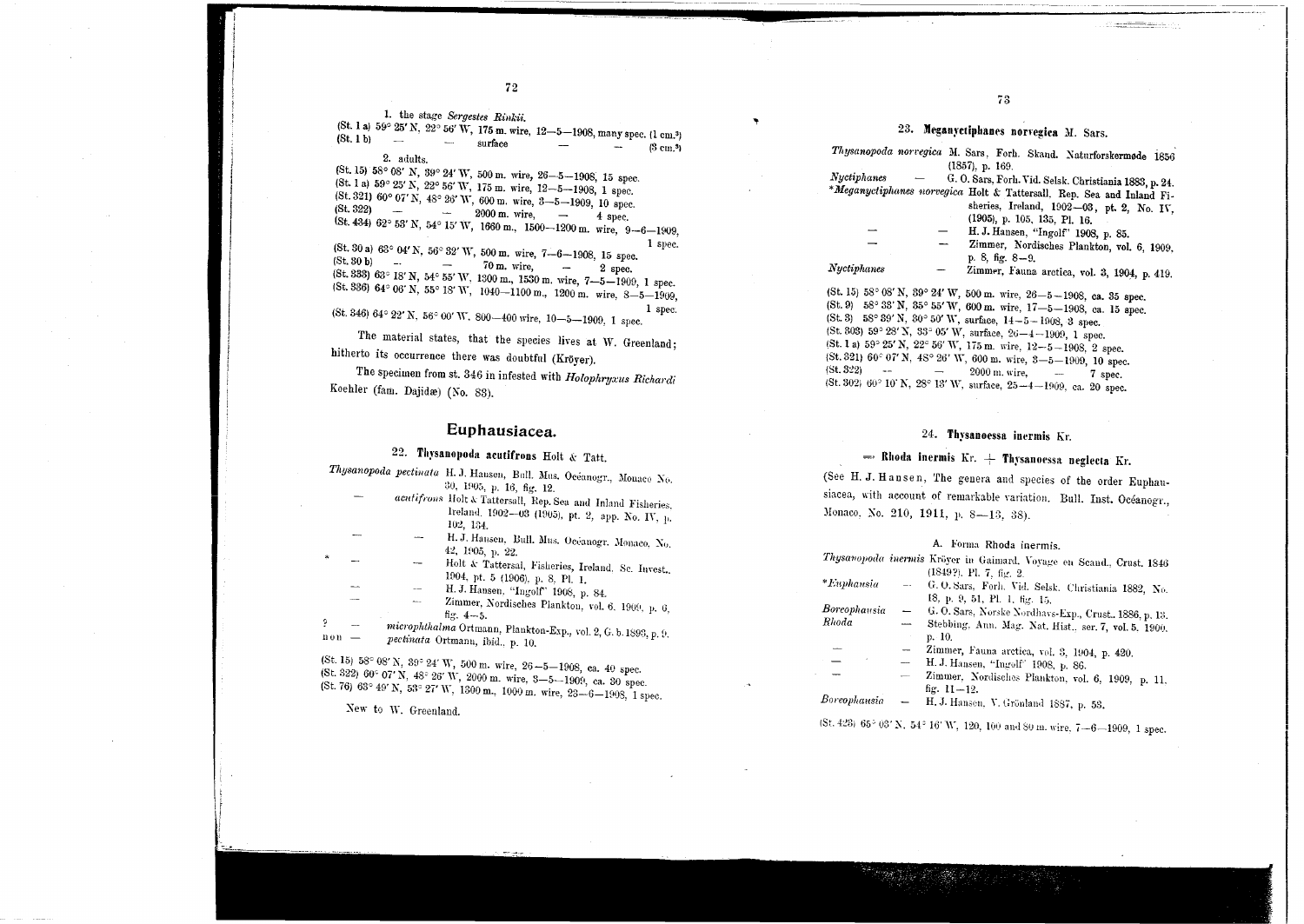1. the stage *Sergestes Rinkii*.

(St. 1 a) 59° 25' N, 22° 56' W, 175 m. wire, 12—5—1908, many spec. (1 cm.²)
(St. 1 b) — — surface — — (3 cm.²)

2. adults.

(St. 15) 58° 08' N, 39° 24' W, 500 m. wire, 26—5—1908, 15 spec.
(St. 1 a) 59° 25' N, 22° 56' W, 175 m. wire, 12—5—1908, 1 spec.
(St. 321) 60° 07' N, 48° 26' W, 600 m. wire, 3—5—1909, 10 spec.
(St. 322) — — 2000 m. wire, — 4 spec.
(St. 434) 62° 53' N, 54° 15' W, 1660 m., 1500—1200 m. wire, 9—6—1909, 1 spec.
(St. 30 a) 63° 04' N, 56° 32' W, 500 m. wire, 7—6—1908, 15 spec.
(St. 30 b) — — 70 m. wire, — 2 spec.
(St. 333) 63° 18' N, 54° 55' W, 1300 m., 1530 m. wire, 7—5—1909, 1 spec.
(St. 336) 64° 06' N, 55° 18' W, 1040—1100 m., 1200 m. wire, 8—5—1909, 1 spec.
(St. 346) 64° 22' N, 56° 00' W, 800—400 wire, 10—5—1909, 1 spec.

The material states, that the species lives at W. Greenland; hitherto its occurrence there was doubtful (Krøyer).

The specimen from st. 346 in infested with *Holophryxus Richardi* Koehler (fam. Dajidæ) (No. 88).

## Euphausiacea.

### 22. Thysanopoda acutifrons Holt & Tatt.

*Thysanopoda pectinata* H. J. Hansen, Bull. Mus. Océanogr., Monaco No. 30, 1905, p. 16, fig. 12.
— *acutifrons* Holt & Tattersall, Rep. Sea and Inland Fisheries, Ireland, 1902—03 (1905), pt. 2, app. No. IV, p. 102, 134.
— — H. J. Hansen, Bull. Mus. Océanogr. Monaco, No. 42, 1905, p. 22.
* — — Holt & Tattersal, Fisheries, Ireland, Sc. Invest., 1904, pt. 5 (1906), p. 8, Pl. 1.
— — H. J. Hansen, "Ingolf" 1908, p. 84.
— — Zimmer, Nordisches Plankton, vol. 6, 1909, p. 6, fig. 4—5.
? — *microphthalma* Ortmann, Plankton-Exp., vol. 2, G. b. 1893, p. 9.
non — *pectinata* Ortmann, ibid., p. 10.

(St. 15) 58° 08' N, 39° 24' W, 500 m. wire, 26—5—1908, ca. 40 spec.
(St. 322) 60° 07' N, 48° 26' W, 2000 m. wire, 3—5—1909, ca. 30 spec.
(St. 76) 63° 49' N, 53° 27' W, 1300 m., 1000 m. wire, 23—6—1908, 1 spec.

New to W. Greenland.

### 23. Meganyctiphanes norvegica M. Sars.

*Thysanopoda norvegica* M. Sars, Forh. Skand. Naturforskermøde 1856 (1857), p. 169.
*Nyctiphanes* — G. O. Sars, Forh. Vid. Selsk. Christiania 1883, p. 24.
**Meganyctiphanes norvegica* Holt & Tattersall, Rep. Sea and Inland Fisheries, Ireland, 1902—03, pt. 2, No. IV, (1905), p. 105, 135, Pl. 16.
— — H. J. Hansen, "Ingolf" 1908, p. 85.
— — Zimmer, Nordisches Plankton, vol. 6, 1909, p. 8, fig. 8—9.
*Nyctiphanes* — Zimmer, Fauna arctica, vol. 3, 1904, p. 419.

(St. 15) 58° 08' N, 39° 24' W, 500 m. wire, 26—5—1908, ca. 35 spec.
(St. 9) 58° 38' N, 35° 55' W, 600 m. wire, 17—5—1908, ca. 15 spec.
(St. 3) 58° 39' N, 30° 50' W, surface, 14—5—1908, 3 spec.
(St. 303) 59° 28' N, 33° 05' W, surface, 26—4—1909, 1 spec.
(St. 1 a) 59° 25' N, 22° 56' W, 175 m. wire, 12—5—1908, 2 spec.
(St. 321) 60° 07' N, 48° 26' W, 600 m. wire, 3—5—1909, 10 spec.
(St. 322) — — 2000 m. wire, — 7 spec.
(St. 302) 60° 10' N, 28° 13' W, surface, 25—4—1909, ca. 20 spec.

### 24. Thysanoessa inermis Kr.

#### = Rhoda inermis Kr. + Thysanoessa neglecta Kr.

(See H. J. Hansen, The genera and species of the order Euphausiacea, with account of remarkable variation. Bull. Inst. Océanogr., Monaco, No. 210, 1911, p. 8—13, 38).

#### A. Forma Rhoda inermis.

*Thysanopoda inermis* Krøyer in Gaimard, Voyage en Scand., Crust. 1846 (1849?), Pl. 7, fig. 2.
**Euphausia* — G. O. Sars, Forh. Vid. Selsk. Christiania 1882, No. 18, p. 9, 51, Pl. 1, fig. 15.
*Boreophausia* — G. O. Sars, Norske Nordhavs-Exp., Crust., 1886, p. 13.
*Rhoda* — Stebbing, Ann. Mag. Nat. Hist., ser. 7, vol. 5, 1900, p. 10.
— — Zimmer, Fauna arctica, vol. 3, 1904, p. 420.
— — H. J. Hansen, "Ingolf" 1908, p. 86.
— — Zimmer, Nordisches Plankton, vol. 6, 1909, p. 11, fig. 11—12.
*Boreophausia* — H. J. Hansen, V. Grönland 1887, p. 53.

(St. 423) 65° 03' N, 54° 16' W, 120, 100 and 80 m. wire, 7—6—1909, 1 spec.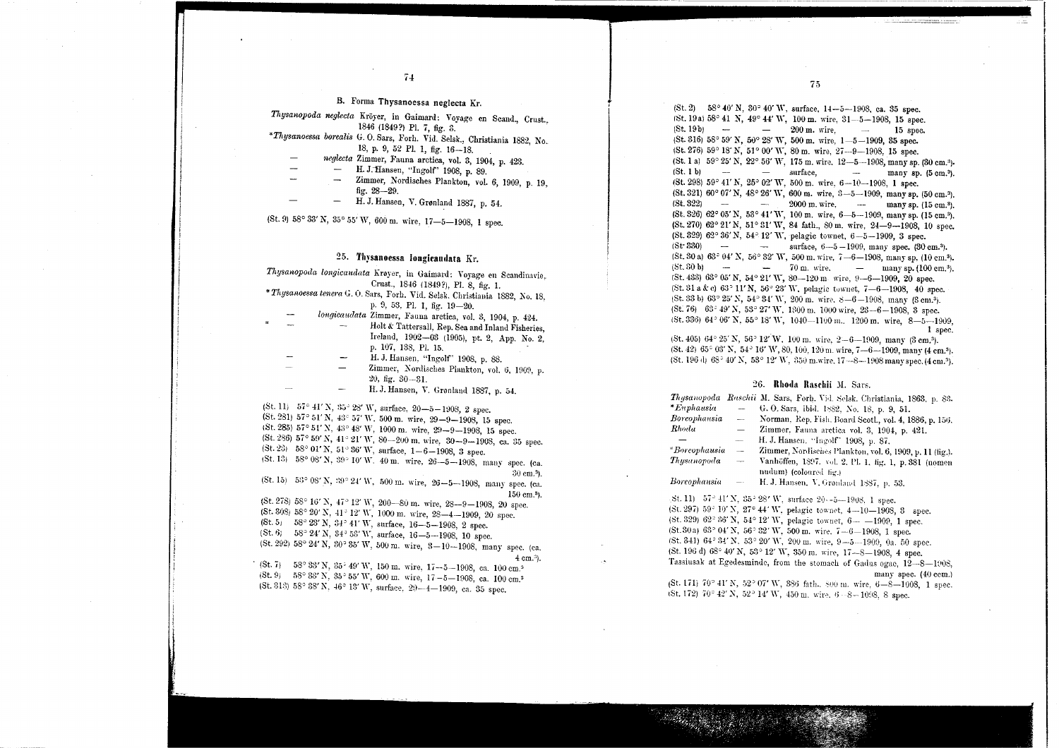### B. Forma Thysanoessa neglecta Kr.

*Thysanopoda neglecta* Kröyer, in Gaimard: Voyage en Scand., Crust., 1846 (1849?) Pl. 7, fig. 3.

**Thysanoessa borealis* G. O. Sars, Forh. Vid. Selsk., Christiania 1882, No. 18, p. 9, 52 Pl. 1, fig. 16—18.

— *neglecta* Zimmer, Fauna arctica, vol. 3, 1904, p. 423.

— — H. J. Hansen, "Ingolf" 1908, p. 89.

— — Zimmer, Nordisches Plankton, vol. 6, 1909, p. 19, fig. 28—29.

— — H. J. Hansen, V. Grønland 1887, p. 54.

(St. 9) 58° 33′ N, 35° 55′ W, 600 m. wire, 17—5—1908, 1 spec.

## 25. Thysanoessa longicaudata Kr.

*Thysanopoda longicaudata* Krøyer, in Gaimard: Voyage en Scandinavie, Crust., 1846 (1849?), Pl. 8, fig. 1.

**Thysanoessa tenera* G. O. Sars, Forh. Vid. Selsk. Christiania 1882, No. 18, p. 9, 53, Pl. 1, fig. 19—20.

— *longicaudata* Zimmer, Fauna arctica, vol. 3, 1904, p. 424.

— — Holt & Tattersall, Rep. Sea and Inland Fisheries, Ireland, 1902—03 (1905), pt. 2, App. No. 2, p. 107, 138, Pl. 15.

— — H. J. Hansen, "Ingolf" 1908, p. 88.

— — Zimmer, Nordisches Plankton, vol. 6, 1909, p. 20, fig. 30—31.

— — H. J. Hansen, V. Grønland 1887, p. 54.

(St. 11) 57° 41′ N, 35° 28′ W, surface, 20—5—1908, 2 spec.
(St. 281) 57° 51′ N, 43° 57′ W, 500 m. wire, 29—9—1908, 15 spec.
(St. 285) 57° 51′ N, 43° 48′ W, 1000 m. wire, 29—9—1908, 15 spec.
(St. 286) 57° 59′ N, 41° 21′ W, 80—200 m. wire, 30—9—1908, ca. 35 spec.
(St. 23) 58° 01′ N, 51° 36′ W, surface, 1—6—1908, 3 spec.
(St. 13) 58° 08′ N, 39° 10′ W, 40 m. wire, 26—5—1908, many spec. (ca. 30 cm.³).
(St. 15) 58° 08′ N, 39° 24′ W, 500 m. wire, 26—5—1908, many spec. (ca. 150 cm.³).
(St. 278) 58° 16′ N, 47° 12′ W, 200—80 m. wire, 28—9—1908, 20 spec.
(St. 308) 58° 20′ N, 41° 12′ W, 1000 m. wire, 28—4—1909, 20 spec.
(St. 5) 58° 23′ N, 34° 41′ W, surface, 16—5—1908, 2 spec.
(St. 6) 58° 24′ N, 34° 53′ W, surface, 16—5—1908, 10 spec.
(St. 292) 58° 24′ N, 30° 35′ W, 500 m. wire, 3—10—1908, many spec. (ca. 4 cm.³).
(St. 7) 58° 33′ N, 35° 49′ W, 150 m. wire, 17—5—1908, ca. 100 cm.³
(St. 9) 58° 33′ N, 35° 55′ W, 600 m. wire, 17—5—1908, ca. 100 cm.³
(St. 313) 58° 38′ N, 46° 13′ W, surface, 29—4—1909, ca. 35 spec.
(St. 2) 58° 40′ N, 30° 40′ W, surface, 14—5—1908, ca. 35 spec.
(St. 19a) 58° 41′ N, 49° 44′ W, 100 m. wire, 31—5—1908, 15 spec.
(St. 19b) — — 200 m. wire, — 15 spec.
(St. 316) 58° 59′ N, 50° 28′ W, 500 m. wire, 1—5—1909, 35 spec.
(St. 276) 59° 18′ N, 51° 00′ W, 80 m. wire, 27—9—1908, 15 spec.
(St. 1a) 59° 25′ N, 22° 56′ W, 175 m. wire, 12—5—1908, many sp. (30 cm.³).
(St. 1b) — — surface, — many sp. (5 cm.³).
(St. 298) 59° 41′ N, 25° 02′ W, 500 m. wire, 6—10—1908, 1 spec.
(St. 321) 60° 07′ N, 48° 26′ W, 600 m. wire, 3—5—1909, many sp. (50 cm.³).
(St. 322) — — 2000 m. wire, — many sp. (15 cm.³).
(St. 326) 62° 05′ N, 53° 41′ W, 100 m. wire, 6—5—1909, many sp. (15 cm.³).
(St. 270) 62° 21′ N, 51° 31′ W, 84 fath., 80 m. wire, 24—9—1908, 10 spec.
(St. 329) 62° 36′ N, 54° 12′ W, pelagic townet, 6—5—1909, 3 spec.
(St. 330) — — surface, 6—5—1909, many spec. (30 cm.³).
(St. 30a) 63° 04′ N, 56° 32′ W, 500 m. wire, 7—6—1908, many sp. (10 cm.³).
(St. 30b) — — 70 m. wire, — many sp. (100 cm.³).
(St. 433) 63° 05′ N, 54° 21′ W, 80—120 m wire, 9—6—1909, 20 spec.
(St. 31a & c) 63° 11′ N, 56° 23′ W, pelagic townet, 7—6—1908, 40 spec.
(St. 33b) 63° 25′ N, 54° 34′ W, 200 m. wire, 8—6—1908, many (8 cm.³).
(St. 76) 63° 49′ N, 53° 27′ W, 1300 m. 1000 wire, 23—6—1908, 3 spec.
(St. 336) 64° 06′ N, 55° 18′ W, 1040—1100 m., 1200 m. wire, 8—5—1909, 1 spec.
(St. 405) 64° 25′ N, 56° 12′ W, 100 m. wire, 2—6—1909, many (3 cm.³).
(St. 42) 65° 03′ N, 54° 16′ W, 80, 100, 120 m. wire, 7—6—1909, many (4 cm.³).
(St. 196 d) 68° 40′ N, 53° 12′ W, 350 m. wire, 17—8—1908 many spec. (4 cm.³).

## 26. Rhoda Raschii M. Sars.

*Thysanopoda Raschii* M. Sars, Forh. Vid. Selsk. Christiania, 1863, p. 83.

**Euphausia* — G. O. Sars, ibid. 1882, No. 18, p. 9, 51.

*Boreophausia* — Norman, Rep. Fish. Board Scotl., vol. 4, 1886, p. 156.

*Rhoda* — Zimmer, Fauna arctica vol. 3, 1904, p. 421.

— — H. J. Hansen, "Ingolf" 1908, p. 87.

**Boreophausia* — Zimmer, Nordisches Plankton, vol. 6, 1909, p. 11 (fig.).

*Thysanopoda* — Vanhöffen, 1897, vol. 2, Pl. 1, fig. 1, p. 331 (nomen nudum) (coloured fig.).

*Boreophausia* — H. J. Hansen, V. Grønland 1887, p. 53.

(St. 11) 57° 41′ N, 35° 28′ W, surface 20—5—1908, 1 spec.
(St. 297) 59° 10′ N, 27° 44′ W, pelagic townet, 4—10—1908, 3 spec.
(St. 329) 62° 36′ N, 54° 12′ W, pelagic townet, 6— —1909, 1 spec.
(St. 30a) 63° 04′ N, 56° 32′ W, 500 m. wire, 7—6—1908, 1 spec.
(St. 341) 64° 34′ N, 53° 20′ W, 200 m. wire, 9—5—1909, 0a. 50 spec.
(St. 196 d) 68° 40′ N, 53° 12′ W, 350 m. wire, 17—8—1908, 4 spec.
Tassiusak at Egedesminde, from the stomach of Gadus ogac, 12—8—1908, many spec. (40 ccm.)
(St. 171) 70° 41′ N, 52° 07′ W, 386 fath., 800 m. wire, 6—8—1908, 1 spec.
(St. 172) 70° 42′ N, 52° 14′ W, 450 m. wire, 6—8—1908, 8 spec.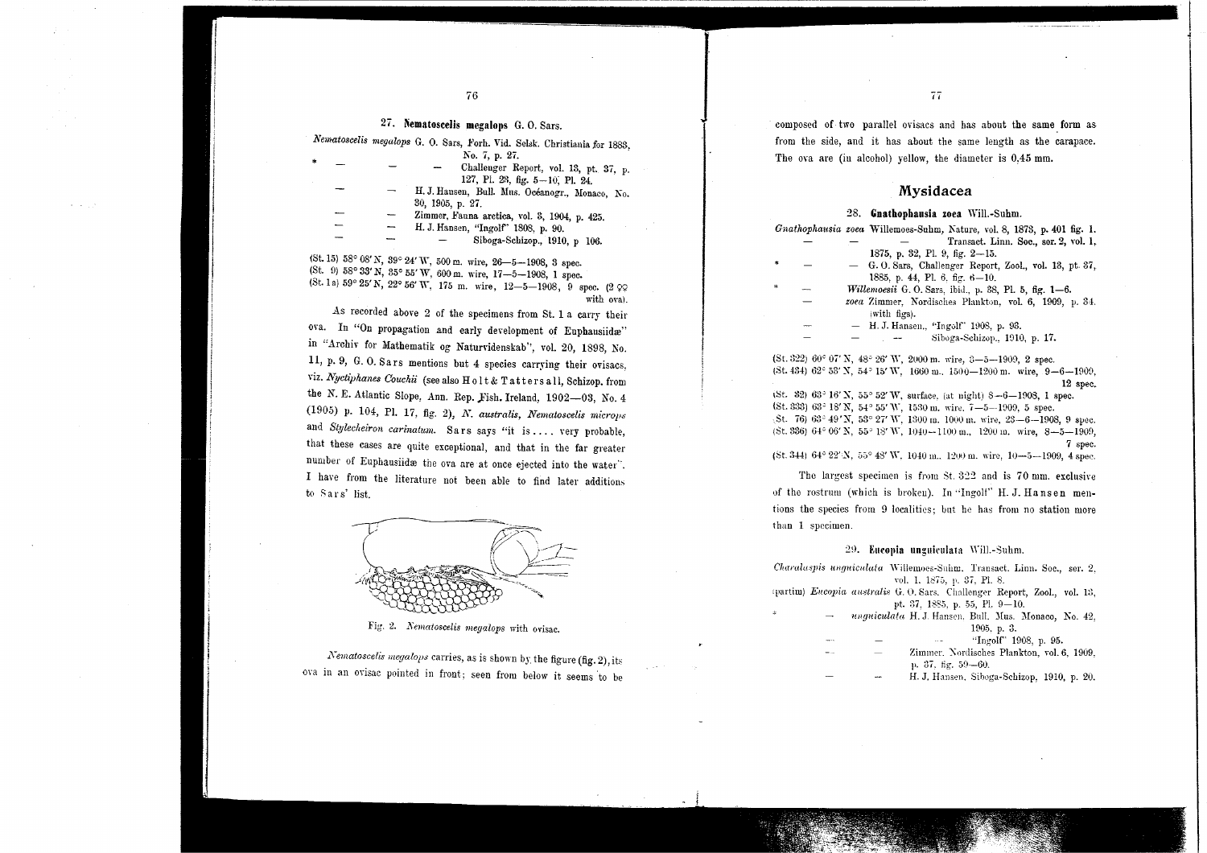### 27. Nematoscelis megalops G. O. Sars.

*Nematoscelis megalops* G. O. Sars, Forh. Vid. Selsk. Christiania for 1883, No. 7, p. 27.
\* — — — Challenger Report, vol. 13, pt. 37, p. 127, Pl. 23, fig. 5—10, Pl. 24.
— — H. J. Hansen, Bull. Mus. Océanogr., Monaco, No. 30, 1905, p. 27.
— — Zimmer, Fauna arctica, vol. 3, 1904, p. 425.
— — H. J. Hansen, "Ingolf" 1908, p. 90.
— — — Siboga-Schizop., 1910, p 106.

(St. 15) 58° 08′ N, 39° 24′ W, 500 m. wire, 26—5—1908, 3 spec.
(St. 9) 58° 33′ N, 35° 55′ W, 600 m. wire, 17—5—1908, 1 spec.
(St. 1 a) 59° 25′ N, 22° 56′ W, 175 m. wire, 12—5—1908, 9 spec. (2 ♀♀ with ova).

As recorded above 2 of the specimens from St. 1 a carry their ova. In "On propagation and early development of Euphausiidæ" in "Archiv for Mathematik og Naturvidenskab", vol. 20, 1898, No. 11, p. 9, G. O. Sars mentions but 4 species carrying their ovisacs, viz. *Nyctiphanes Couchii* (see also Holt & Tattersall, Schizop. from the N. E. Atlantic Slope, Ann. Rep. Fish. Ireland, 1902—03, No. 4 (1905) p. 104, Pl. 17, fig. 2), *N. australis*, *Nematoscelis microps* and *Stylecheiron carinatum*. Sars says "it is .... very probable, that these cases are quite exceptional, and that in the far greater number of Euphausiidæ the ova are at once ejected into the water". I have from the literature not been able to find later additions to Sars' list.

Fig. 2. *Nematoscelis megalops* with ovisac.

*Nematoscelis megalops* carries, as is shown by the figure (fig. 2), its ova in an ovisac pointed in front; seen from below it seems to be composed of two parallel ovisacs and has about the same form as from the side, and it has about the same length as the carapace. The ova are (in alcohol) yellow, the diameter is 0,45 mm.

## Mysidacea

### 28. Gnathophausia zoea Will.-Suhm.

*Gnathophausia zoea* Willemoes-Suhm, Nature, vol. 8, 1873, p. 401 fig. 1.
— — — Transact. Linn. Soc., ser. 2, vol. 1, 1875, p. 32, Pl. 9, fig. 2—15.
\* — — G. O. Sars, Challenger Report, Zool., vol. 13, pt. 37, 1885, p. 44, Pl. 6, fig. 6—10.
\* — *Willemoesii* G. O. Sars, ibid., p. 38, Pl. 5, fig. 1—6.
— *zoea* Zimmer, Nordisches Plankton, vol. 6, 1909, p. 34. (with figs).
— — H. J. Hansen, "Ingolf" 1908, p. 93.
— — — Siboga-Schizop., 1910, p. 17.

(St. 322) 60° 07′ N, 48° 26′ W, 2000 m. wire, 3—5—1909, 2 spec.
(St. 434) 62° 58′ N, 54° 15′ W, 1660 m., 1500—1200 m. wire, 9—6—1909, 12 spec.
(St. 32) 63° 16′ N, 55° 52′ W, surface, (at night) 8—6—1908, 1 spec.
(St. 333) 63° 18′ N, 54° 55′ W, 1530 m. wire, 7—5—1909, 5 spec.
(St. 76) 63° 49′ N, 53° 27′ W, 1300 m. 1000 m. wire, 23—6—1908, 9 spec.
(St. 336) 64° 06′ N, 55° 18′ W, 1040—1100 m., 1200 m. wire, 8—5—1909, 7 spec.
(St. 344) 64° 22′ N, 55° 48′ W, 1040 m., 1200 m. wire, 10—5—1909, 4 spec.

The largest specimen is from St. 322 and is 70 mm. exclusive of the rostrum (which is broken). In "Ingolf" H. J. Hansen mentions the species from 9 localities; but he has from no station more than 1 specimen.

### 29. Eucopia unguiculata Will.-Suhm.

*Chalaraspis unguiculata* Willemoes-Suhm, Transact. Linn. Soc., ser. 2, vol. 1, 1875, p. 37, Pl. 8.
(partim) *Eucopia australis* G. O. Sars, Challenger Report, Zool., vol. 13, pt. 37, 1885, p. 55, Pl. 9—10.
\* — *unguiculata* H. J. Hansen, Bull. Mus. Monaco, No. 42, 1905, p. 3.
— — — "Ingolf" 1908, p. 95.
— — Zimmer, Nordisches Plankton, vol. 6, 1909, p. 37, fig. 59—60.
— — H. J. Hansen, Siboga-Schizop, 1910, p. 20.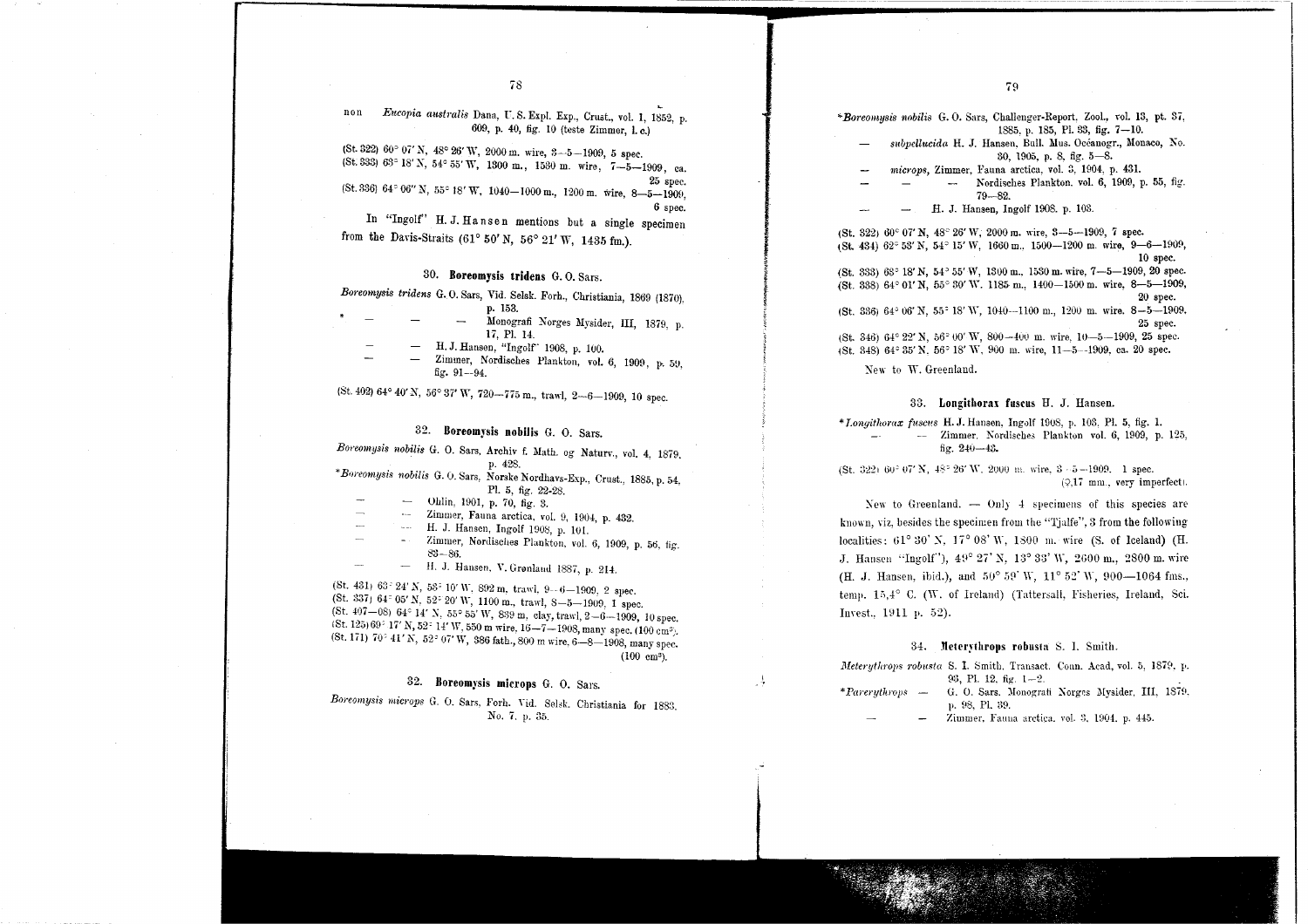non *Eucopia australis* Dana, U. S. Expl. Exp., Crust., vol. 1, 1852, p. 609, p. 40, fig. 10 (teste Zimmer, l. c.)

(St. 322) 60° 07' N, 48° 26' W, 2000 m. wire, 3—5—1909, 5 spec.
(St. 333) 63° 18' N, 54° 55' W, 1300 m., 1530 m. wire, 7—5—1909, ca. 25 spec.
(St. 336) 64° 06" N, 55° 18' W, 1040—1000 m., 1200 m. wire, 8—5—1909, 6 spec.

In "Ingolf" H. J. Hansen mentions but a single specimen from the Davis-Straits (61° 50' N, 56° 21' W, 1435 fm.).

### 30. Boreomysis tridens G. O. Sars.

*Boreomysis tridens* G. O. Sars, Vid. Selsk. Forh., Christiania, 1869 (1870), p. 153.
\* — — — Monografi Norges Mysider, III, 1879, p. 17, Pl. 14.
— — H. J. Hansen, "Ingolf" 1908, p. 100.
— — Zimmer, Nordisches Plankton, vol. 6, 1909, p. 59, fig. 91—94.

(St. 402) 64° 40' N, 56° 37' W, 720—775 m., trawl, 2—6—1909, 10 spec.

### 32. Boreomysis nobilis G. O. Sars.

*Boreomysis nobilis* G. O. Sars, Archiv f. Math. og Naturv., vol. 4, 1879, p. 428.
\**Boreomysis nobilis* G. O. Sars, Norske Nordhavs-Exp., Crust., 1885, p. 54, Pl. 5, fig. 22-28.
— — Ohlin, 1901, p. 70, fig. 3.
— — Zimmer, Fauna arctica, vol. 9, 1904, p. 432.
— — H. J. Hansen, Ingolf 1908, p. 101.
— — Zimmer, Nordisches Plankton, vol. 6, 1909, p. 56, fig. 83—86.
— — H. J. Hansen, V. Grønland 1887, p. 214.

(St. 431) 63° 24' N, 53° 10' W, 892 m, trawl, 9—6—1909, 2 spec.
(St. 337) 64° 05' N, 52° 20' W, 1100 m., trawl, 8—5—1909, 1 spec.
(St. 407—08) 64° 14' N, 55° 55' W, 839 m, clay, trawl, 2—6—1909, 10 spec.
(St. 125) 60° 17' N, 52° 14' W, 550 m wire, 16—7—1908, many spec. (100 cm³).
(St. 171) 70° 41' N, 52° 07' W, 386 fath., 800 m wire, 6—8—1908, many spec. (100 cm³).

### 32. Boreomysis microps G. O. Sars.

*Boreomysis microps* G. O. Sars, Forh. Vid. Selsk. Christiania for 1883, No. 7, p. 35.
\**Boreomysis nobilis* G. O. Sars, Challenger-Report, Zool., vol. 13, pt. 37, 1885, p. 185, Pl. 33, fig. 7—10.
— *subpellucida* H. J. Hansen, Bull. Mus. Océanogr., Monaco, No. 30, 1905, p. 8, fig. 5—8.
— *microps*, Zimmer, Fauna arctica, vol. 3, 1904, p. 431.
— — — Nordisches Plankton, vol. 6, 1909, p. 55, fig. 79—82.
— — H. J. Hansen, Ingolf 1908, p. 103.

(St. 322) 60° 07' N, 48° 26' W, 2000 m. wire, 3—5—1909, 7 spec.
(St. 434) 62° 53' N, 54° 15' W, 1660 m., 1500—1200 m. wire, 9—6—1909, 10 spec.
(St. 333) 63° 18' N, 54° 55' W, 1300 m., 1530 m. wire, 7—5—1909, 20 spec.
(St. 338) 64° 01' N, 55° 30' W. 1185 m., 1400—1500 m. wire, 8—5—1909, 20 spec.
(St. 336) 64° 06' N, 55° 18' W, 1040—1100 m., 1200 m. wire, 8—5—1909, 25 spec.
(St. 346) 64° 22' N, 56° 00' W, 800—400 m. wire, 10—5—1909, 25 spec.
(St. 348) 64° 35' N, 56° 18' W, 900 m. wire, 11—5—1909, ca. 20 spec.

New to W. Greenland.

### 33. Longithorax fuscus H. J. Hansen.

\**Longithorax fuscus* H. J. Hansen, Ingolf 1908, p. 103, Pl. 5, fig. 1.
— — Zimmer, Nordisches Plankton vol. 6, 1909, p. 125, fig. 240—43.

(St. 322) 60° 07' N, 48° 26' W, 2000 m. wire, 3—5—1909, 1 spec. (♀,17 mm., very imperfect).

New to Greenland. — Only 4 specimens of this species are known, viz, besides the specimen from the "Tjalfe", 3 from the following localities: 61° 30' N, 17° 08' W, 1800 m. wire (S. of Iceland) (H. J. Hansen "Ingolf"), 49° 27' N, 13° 33' W, 2600 m., 2800 m. wire (H. J. Hansen, ibid.), and 50° 59' W, 11° 52' W, 900—1064 fms., temp. 15,4° C. (W. of Ireland) (Tattersall, Fisheries, Ireland, Sci. Invest., 1911 p. 52).

### 34. Meterythrops robusta S. I. Smith.

*Meterythrops robusta* S. I. Smith, Transact. Conn. Acad, vol. 5, 1879, p. 93, Pl. 12, fig. 1—2.
\**Parerythrops* — G. O. Sars, Monografi Norges Mysider, III, 1879, p. 98, Pl. 39.
— — Zimmer, Fauna arctica, vol. 3, 1904, p. 445.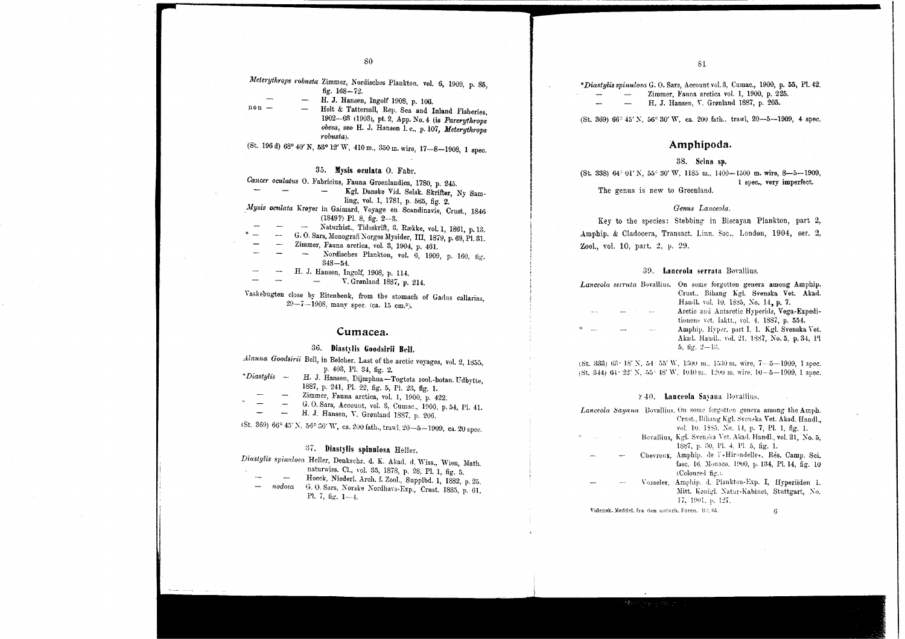*Meterythrops robusta* Zimmer, Nordisches Plankton. vol. 6, 1909, p. 85, fig. 168—72.
— — H. J. Hansen, Ingolf 1908, p. 106.
non — — Holt & Tattersall, Rep. Sea and Inland Fisheries, 1902—03 (1903), pt. 2, App. No. 4 (is *Parerythrops obesa*, see H. J. Hansen l. c., p. 107, *Meterythrops robusta*).

(St. 196 d) 63° 40′ N, 53° 12′ W, 410 m., 350 m. wire, 17—8—1908, 1 spec.

### 35. Mysis oculata O. Fabr.

*Cancer oculatus* O. Fabricius, Fauna Groenlandica, 1780, p. 245.
— — — Kgl. Danske Vid. Selsk. Skrifter, Ny Samling, vol. 1, 1781, p. 565, fig. 2.
*Mysis oculata* Krøyer in Gaimard, Voyage en Scandinavie, Crust., 1846 (1849?) Pl. 8, fig. 2—3.
— — — Naturhist., Tidsskrift, 3. Række, vol. 1, 1861, p. 13.
* — — G. O. Sars, Monografi Norges Mysider, III, 1879, p. 69, Pl. 31.
— — Zimmer, Fauna arctica, vol. 3, 1904, p. 461.
— — — Nordisches Plankton, vol. 6, 1909, p. 160, fig. 348—54.
— — H. J. Hansen, Ingolf, 1908, p. 114.
— — — V. Grønland 1887, p. 214.

Vaskebugten close by Ritenbenk, from the stomach of Gadus callarias, 20—7—1908, many spec. (ca. 15 cm.?).

## Cumacea.

### 36. Diastylis Goodsirii Bell.

*Alauna Goodsirii* Bell, in Belcher. Last of the arctic voyages, vol. 2, 1855, p. 403, Pl. 34, fig. 2.
**Diastylis* — H. J. Hansen, Dijmphna—Togtets zool.-botan. Udbytte, 1887, p. 241, Pl. 22, fig. 5, Pl. 23, fig. 1.
— — Zimmer, Fauna arctica, vol. 1, 1900, p. 422.
* — — G. O. Sars, Account, vol. 3, Cumac., 1900, p. 54, Pl. 41.
— — H. J. Hansen, V. Grønland 1887, p. 206.

(St. 369) 66° 45′ N, 56° 30′ W, ca. 200 fath., trawl, 20—5—1909, ca. 20 spec.

### 37. Diastylis spinulosa Heller.

*Diastylis spinulosa* Heller, Denkschr. d. K. Akad. d. Wiss., Wien, Math. naturwiss. Cl., vol. 35, 1878, p. 28, Pl. 1, fig. 5.
— — Hoeck, Niederl. Arch. f. Zool., Supplbd. 1, 1882, p. 25.
— *nodosa* G. O. Sars, Norske Nordhavs-Exp., Crust. 1885, p. 61, Pl. 7, fig. 1—4.

**Diastylis spinulosa* G. O. Sars, Account vol. 3, Cumac., 1900, p. 55, Pl. 42.
— — Zimmer, Fauna arctica vol. 1, 1900, p. 225.
— — H. J. Hansen, V. Grønland 1887, p. 205.

(St. 369) 66° 45′ N, 56° 30′ W, ca. 200 fath., trawl, 20—5—1909, 4 spec.

## Amphipoda.

### 38. Scina sp.

(St. 338) 64° 01′ N, 55° 30′ W, 1185 m., 1400—1500 m. wire, 8—5—1909, 1 spec., very imperfect.

The genus is new to Greenland.

#### *Genus Lanceola.*

Key to the species: Stebbing in Biscayan Plankton, part 2, Amphip. & Cladocera, Transact. Linn. Soc., London, 1904, ser. 2, Zool., vol. 10, part. 2, p. 29.

### 39. Lanceola serrata Bovallius.

*Lanceola serrata* Bovallius. On some forgotten genera among Amphip. Crust., Bihang Kgl. Svenska Vet. Akad. Handl. vol. 10, 1885, No. 14, p. 7.
— — — Arctic and Antarctic Hyperids, Vega-Expeditionens vet. Iakttagelser, vol. 4, 1887, p. 554.
* — — — Amphip. Hyper. part I, 1. Kgl. Svenska Vet. Akad. Handl., vol. 21, 1887, No. 5, p. 34, Pl 5, fig. 2—13.

(St. 333) 63° 18′ N, 54° 55′ W, 1300 m., 1530 m. wire, 7—5—1909, 1 spec.
(St. 344) 64° 22′ N, 55° 18′ W, 1010 m., 1200 m. wire, 10—5—1909, 1 spec.

### ? 40. Lanceola Sayana Bovallius.

*Lanceola Sayana* Bovallius. On some forgotten genera among the Amph. Crust., Bihang Kgl. Svenska Vet. Akad. Handl., vol. 10, 1885, No. 14, p. 7, Pl. 1, fig. 1.
* — — Bovallius, Kgl. Svenska Vet. Akad. Handl., vol. 21, No. 5, 1887, p. 30, Pl. 4, Pl. 5, fig. 1.
— — Chevreux, Amphip. de l'»Hirondelle«. Rés. Camp. Sci. fasc. 16, Monaco, 1900, p. 134, Pl. 14, fig. 10 (Coloured fig.).
— — Vosseler, Amphip. d. Plankton-Exp. I, Hyperiiden 1. Mitt. Koenigl. Natur-Kabinet, Stuttgart, No. 17, 1901, p. 127.